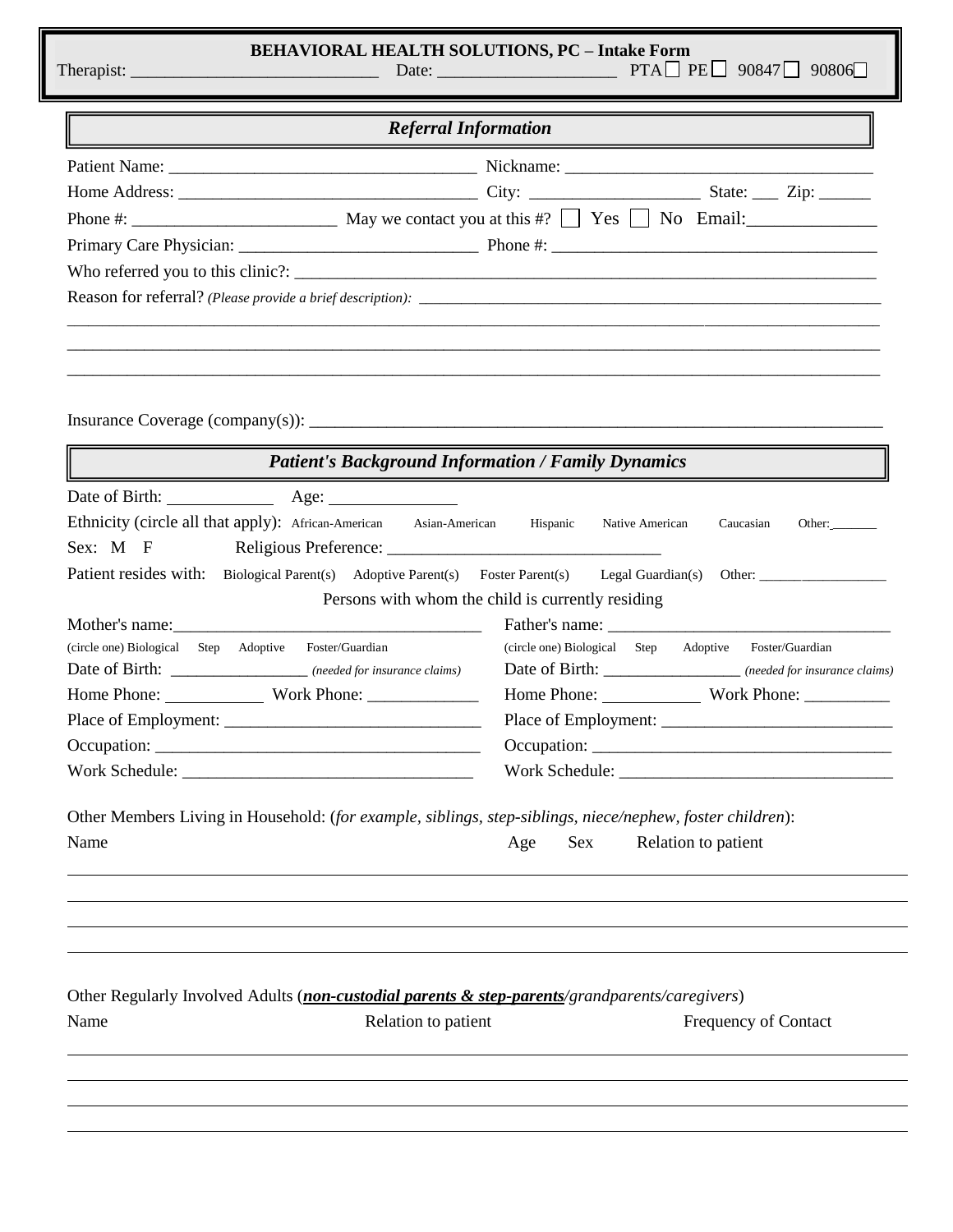# BEHAVIORAL HEALTH SOLUTIONS, PC – Intake Form

Therapist: ____________________________ Date: ____________________ PTA ☐ PE ☐ 90847 ☐ 90806 ☐

## *Referral Information*

Patient Name: ___________________________________ Nickname: ___________________________________

Home Address: __________________________________ City: ___________________ State: ___ Zip: ______

Phone #: _______________________ May we contact you at this #? ☐ Yes ☐ No Email:______________

Primary Care Physician: ___________________________ Phone #: _____________________________________

Who referred you to this clinic?: ___________________________________________________________________

Reason for referral? *(Please provide a brief description):* _________________________________________________

_____________________________________________________________________________________________

_____________________________________________________________________________________________

_____________________________________________________________________________________________

Insurance Coverage (company(s)): ___________________________________________________________________

## *Patient's Background Information / Family Dynamics*

Date of Birth: ____________ Age: ______________

Ethnicity (circle all that apply): African-American Asian-American Hispanic Native American Caucasian Other:_______

Sex: M F Religious Preference: _______________________________

Patient resides with: Biological Parent(s) Adoptive Parent(s) Foster Parent(s) Legal Guardian(s) Other: __________________

Persons with whom the child is currently residing

Mother's name:____________________________________

(circle one) Biological Step Adoptive Foster/Guardian

Date of Birth: ________________ *(needed for insurance claims)*

Home Phone: ___________ Work Phone: _____________

Place of Employment: ______________________________

Occupation: ______________________________________

Work Schedule: _________________________________

Father's name: _________________________________

(circle one) Biological Step Adoptive Foster/Guardian

Date of Birth: ________________ *(needed for insurance claims)*

Home Phone: ___________ Work Phone: __________

Place of Employment: ___________________________

Occupation: __________________________________

Work Schedule: _______________________________

Other Members Living in Household: (*for example, siblings, step-siblings, niece/nephew, foster children*):

| Name | Age | Sex | Relation to patient |
|---|---|---|---|
| | | | |
| | | | |
| | | | |
| | | | |

Other Regularly Involved Adults (***non-custodial parents & step-parents****/grandparents/caregivers*)

| Name | Relation to patient | Frequency of Contact |
|---|---|---|
| | | |
| | | |
| | | |
| | | |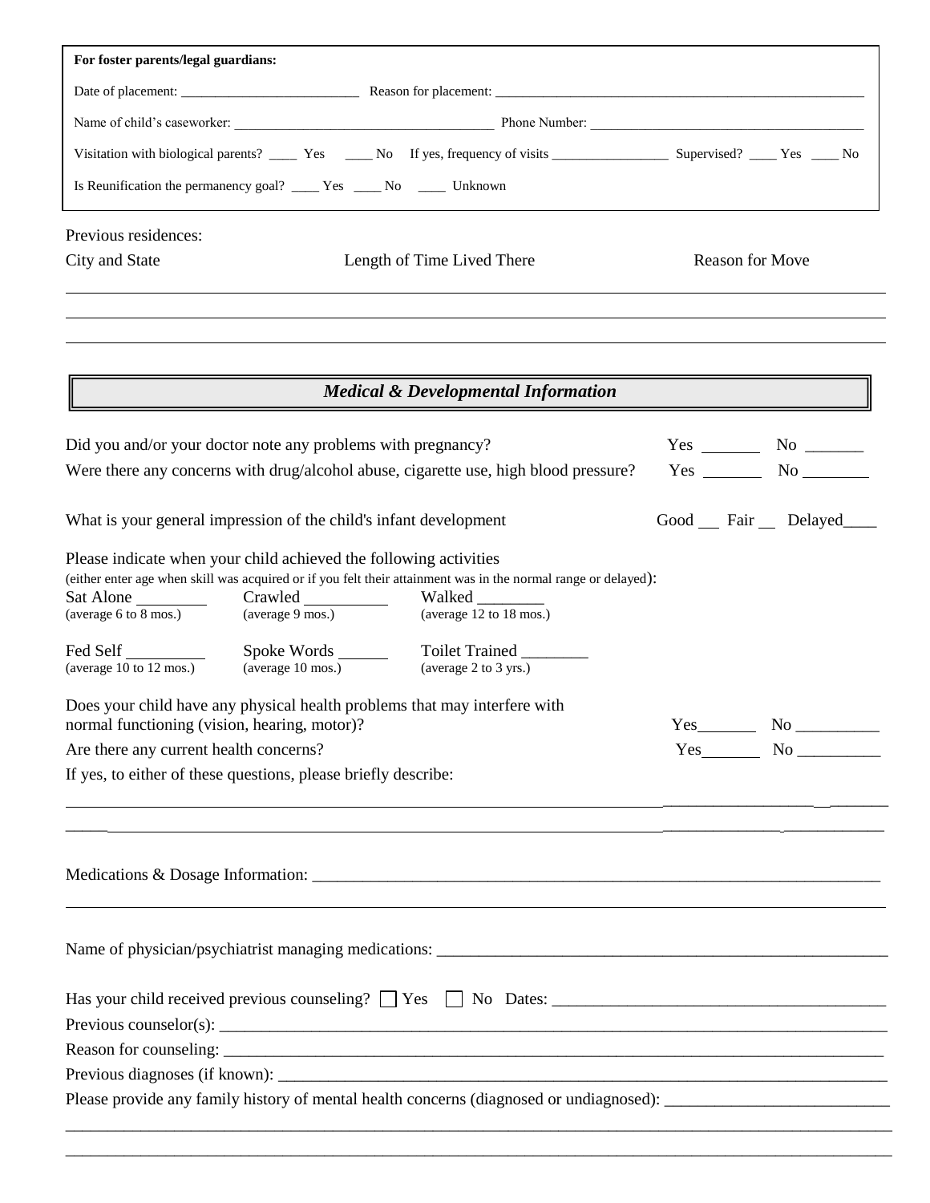**For foster parents/legal guardians:**

Date of placement: _________________________ Reason for placement: _____________________________________________________

Name of child's caseworker: ____________________________________ Phone Number: ______________________________________

Visitation with biological parents? ____ Yes ____ No If yes, frequency of visits ________________ Supervised? ____ Yes ____ No

Is Reunification the permanency goal? ____ Yes ____ No ____ Unknown

Previous residences:

| City and State | Length of Time Lived There | Reason for Move |
|---|---|---|
| | | |
| | | |
| | | |

## *Medical & Developmental Information*

Did you and/or your doctor note any problems with pregnancy? Yes _______ No _______

Were there any concerns with drug/alcohol abuse, cigarette use, high blood pressure? Yes _______ No _______

What is your general impression of the child's infant development Good __ Fair __ Delayed____

Please indicate when your child achieved the following activities
(either enter age when skill was acquired or if you felt their attainment was in the normal range or delayed):

| | | |
|---|---|---|
| Sat Alone ________ (average 6 to 8 mos.) | Crawled _________ (average 9 mos.) | Walked ________ (average 12 to 18 mos.) |
| Fed Self _________ (average 10 to 12 mos.) | Spoke Words ______ (average 10 mos.) | Toilet Trained ________ (average 2 to 3 yrs.) |

Does your child have any physical health problems that may interfere with normal functioning (vision, hearing, motor)? Yes_______ No __________

Are there any current health concerns? Yes_______ No __________

If yes, to either of these questions, please briefly describe:

_____________________________________________________________________________________________

_____________________________________________________________________________________________

Medications & Dosage Information: _____________________________________________________________________

_____________________________________________________________________________________________

Name of physician/psychiatrist managing medications: _______________________________________________________

Has your child received previous counseling? ☐ Yes ☐ No Dates: ________________________________________

Previous counselor(s): _______________________________________________________________________________

Reason for counseling: _______________________________________________________________________________

Previous diagnoses (if known): _________________________________________________________________________

Please provide any family history of mental health concerns (diagnosed or undiagnosed): __________________________

_____________________________________________________________________________________________

_____________________________________________________________________________________________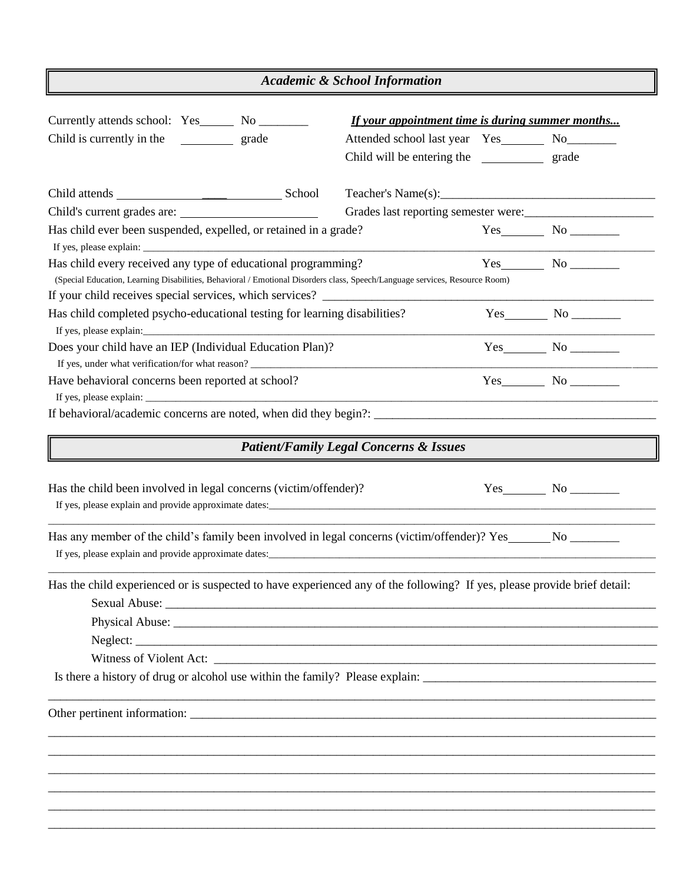## *Academic & School Information*

Currently attends school: Yes______ No ________

Child is currently in the ________ grade

***If your appointment time is during summer months...***

Attended school last year Yes________ No________

Child will be entering the __________ grade

Child attends ______________________________ School

Teacher's Name(s):____________________________________

Child's current grades are: ________________________

Grades last reporting semester were:_____________________

Has child ever been suspended, expelled, or retained in a grade? Yes________ No ________

If yes, please explain: ______________________________________________________________________________

Has child every received any type of educational programming? Yes________ No ________

(Special Education, Learning Disabilities, Behavioral / Emotional Disorders class, Speech/Language services, Resource Room)

If your child receives special services, which services? ______________________________________________________

Has child completed psycho-educational testing for learning disabilities? Yes________ No ________

If yes, please explain:______________________________________________________________________________

Does your child have an IEP (Individual Education Plan)? Yes________ No ________

If yes, under what verification/for what reason? ______________________________________________________________

Have behavioral concerns been reported at school? Yes________ No ________

If yes, please explain: ______________________________________________________________________________

If behavioral/academic concerns are noted, when did they begin?: _______________________________________________

## *Patient/Family Legal Concerns & Issues*

Has the child been involved in legal concerns (victim/offender)? Yes________ No ________

If yes, please explain and provide approximate dates:_____________________________________________________

__________________________________________________________________________________________________

Has any member of the child's family been involved in legal concerns (victim/offender)? Yes________ No ________

If yes, please explain and provide approximate dates:_____________________________________________________

__________________________________________________________________________________________________

Has the child experienced or is suspected to have experienced any of the following? If yes, please provide brief detail:

Sexual Abuse: ______________________________________________________________________________

Physical Abuse: _____________________________________________________________________________

Neglect: ___________________________________________________________________________________

Witness of Violent Act: _______________________________________________________________________

Is there a history of drug or alcohol use within the family? Please explain: ______________________________________

__________________________________________________________________________________________________

Other pertinent information: ___________________________________________________________________________

__________________________________________________________________________________________________

__________________________________________________________________________________________________

__________________________________________________________________________________________________

__________________________________________________________________________________________________

__________________________________________________________________________________________________

__________________________________________________________________________________________________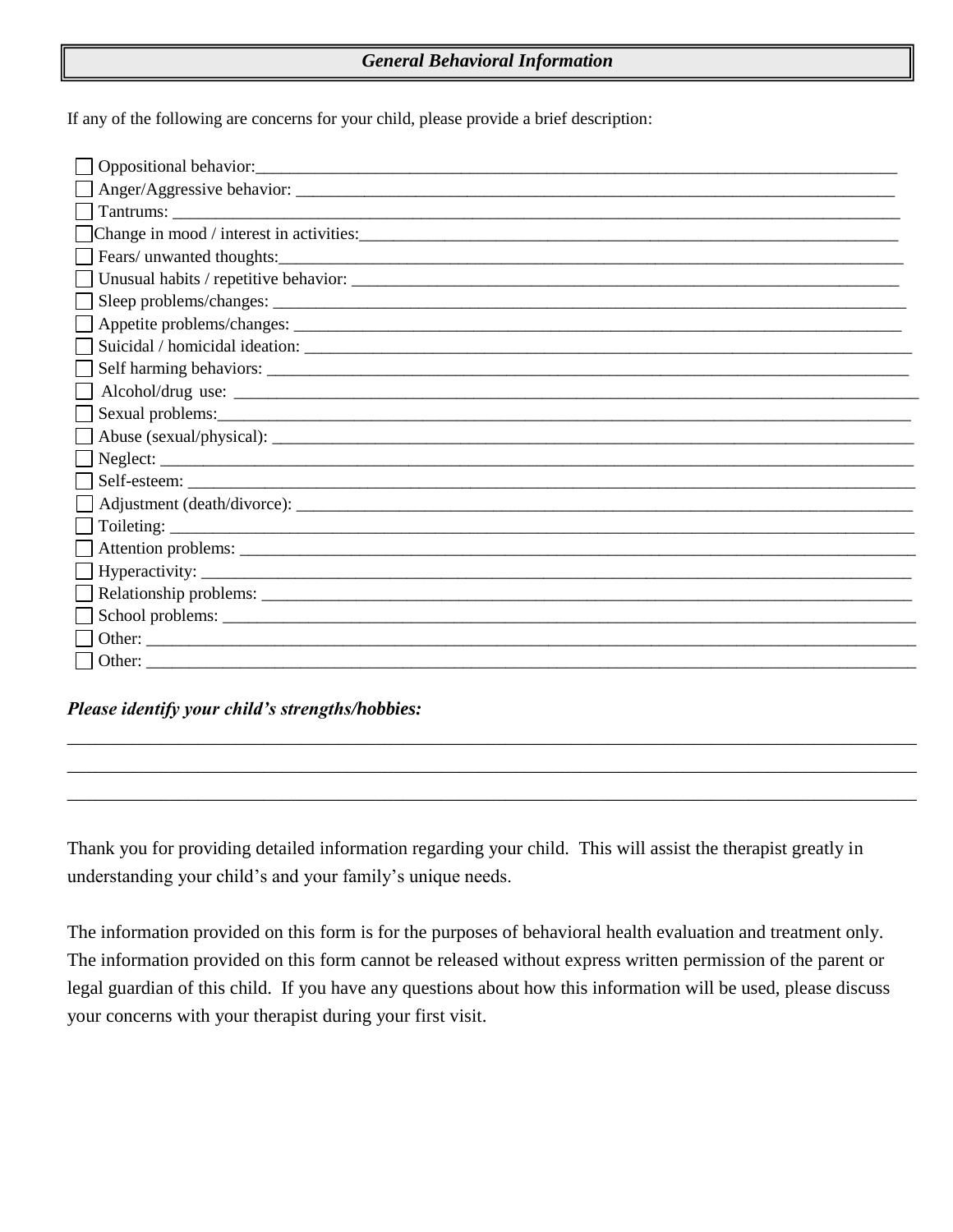## *General Behavioral Information*

If any of the following are concerns for your child, please provide a brief description:

- ☐ Oppositional behavior:___________________________________________________________________________
- ☐ Anger/Aggressive behavior: ________________________________________________________________________
- ☐ Tantrums: ______________________________________________________________________________________
- ☐ Change in mood / interest in activities:_____________________________________________________________
- ☐ Fears/ unwanted thoughts:_________________________________________________________________________
- ☐ Unusual habits / repetitive behavior: ________________________________________________________________
- ☐ Sleep problems/changes: __________________________________________________________________________
- ☐ Appetite problems/changes: _______________________________________________________________________
- ☐ Suicidal / homicidal ideation: ______________________________________________________________________
- ☐ Self harming behaviors: __________________________________________________________________________
- ☐ Alcohol/drug use: _______________________________________________________________________________
- ☐ Sexual problems:________________________________________________________________________________
- ☐ Abuse (sexual/physical): __________________________________________________________________________
- ☐ Neglect: _______________________________________________________________________________________
- ☐ Self-esteem: ____________________________________________________________________________________
- ☐ Adjustment (death/divorce): _______________________________________________________________________
- ☐ Toileting: ______________________________________________________________________________________
- ☐ Attention problems: _____________________________________________________________________________
- ☐ Hyperactivity: __________________________________________________________________________________
- ☐ Relationship problems: ___________________________________________________________________________
- ☐ School problems: ________________________________________________________________________________
- ☐ Other: _________________________________________________________________________________________
- ☐ Other: _________________________________________________________________________________________

***Please identify your child's strengths/hobbies:***

___________________________________________________________________________________________________

___________________________________________________________________________________________________

___________________________________________________________________________________________________

Thank you for providing detailed information regarding your child. This will assist the therapist greatly in understanding your child's and your family's unique needs.

The information provided on this form is for the purposes of behavioral health evaluation and treatment only. The information provided on this form cannot be released without express written permission of the parent or legal guardian of this child. If you have any questions about how this information will be used, please discuss your concerns with your therapist during your first visit.